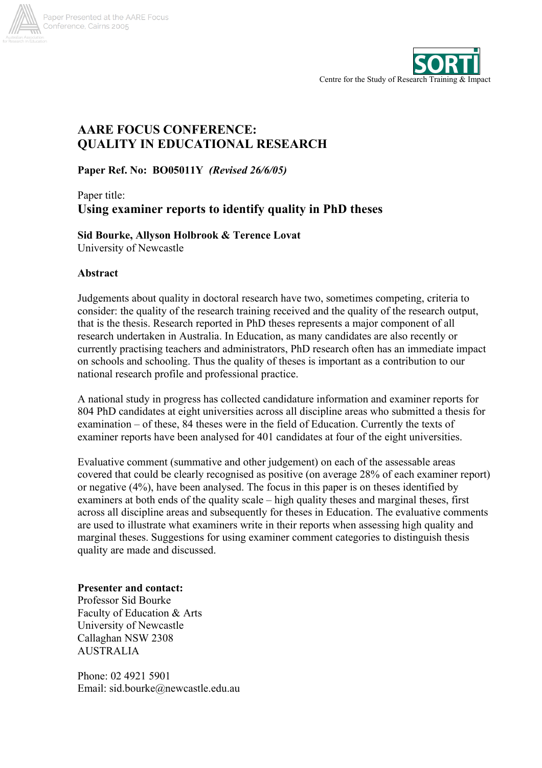Centre for the Study of Research Training & Impact

# AARE FOCUS CONFERENCE: QUALITY IN EDUCATIONAL RESEARCH

**Paper Ref. No: BO05011Y** ***(Revised 26/6/05)***

Paper title:

## Using examiner reports to identify quality in PhD theses

**Sid Bourke, Allyson Holbrook & Terence Lovat**
University of Newcastle

### Abstract

Judgements about quality in doctoral research have two, sometimes competing, criteria to consider: the quality of the research training received and the quality of the research output, that is the thesis. Research reported in PhD theses represents a major component of all research undertaken in Australia. In Education, as many candidates are also recently or currently practising teachers and administrators, PhD research often has an immediate impact on schools and schooling. Thus the quality of theses is important as a contribution to our national research profile and professional practice.

A national study in progress has collected candidature information and examiner reports for 804 PhD candidates at eight universities across all discipline areas who submitted a thesis for examination – of these, 84 theses were in the field of Education. Currently the texts of examiner reports have been analysed for 401 candidates at four of the eight universities.

Evaluative comment (summative and other judgement) on each of the assessable areas covered that could be clearly recognised as positive (on average 28% of each examiner report) or negative (4%), have been analysed. The focus in this paper is on theses identified by examiners at both ends of the quality scale – high quality theses and marginal theses, first across all discipline areas and subsequently for theses in Education. The evaluative comments are used to illustrate what examiners write in their reports when assessing high quality and marginal theses. Suggestions for using examiner comment categories to distinguish thesis quality are made and discussed.

**Presenter and contact:**
Professor Sid Bourke
Faculty of Education & Arts
University of Newcastle
Callaghan NSW 2308
AUSTRALIA

Phone: 02 4921 5901
Email: sid.bourke@newcastle.edu.au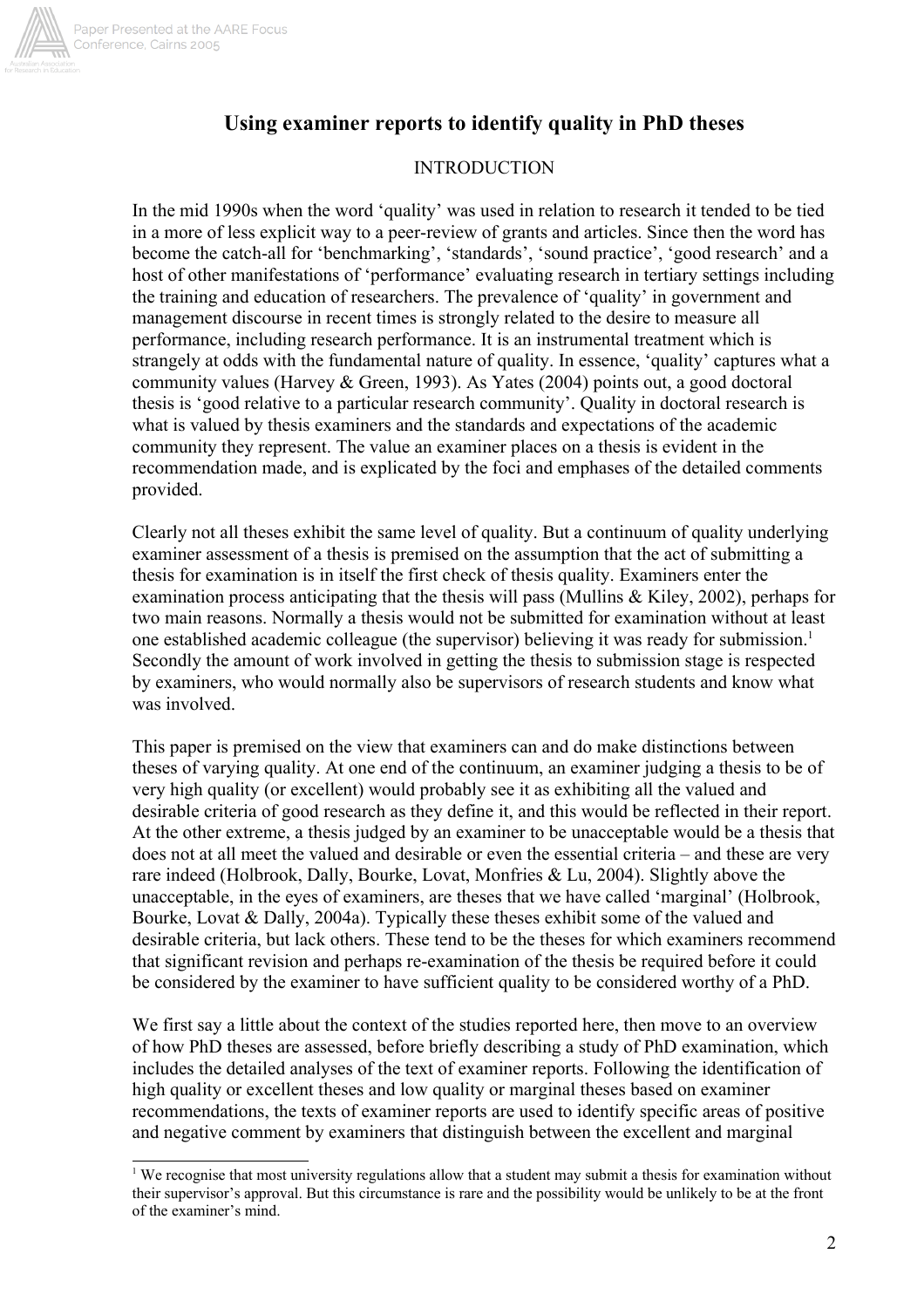# Using examiner reports to identify quality in PhD theses

## INTRODUCTION

In the mid 1990s when the word 'quality' was used in relation to research it tended to be tied in a more of less explicit way to a peer-review of grants and articles. Since then the word has become the catch-all for 'benchmarking', 'standards', 'sound practice', 'good research' and a host of other manifestations of 'performance' evaluating research in tertiary settings including the training and education of researchers. The prevalence of 'quality' in government and management discourse in recent times is strongly related to the desire to measure all performance, including research performance. It is an instrumental treatment which is strangely at odds with the fundamental nature of quality. In essence, 'quality' captures what a community values (Harvey & Green, 1993). As Yates (2004) points out, a good doctoral thesis is 'good relative to a particular research community'. Quality in doctoral research is what is valued by thesis examiners and the standards and expectations of the academic community they represent. The value an examiner places on a thesis is evident in the recommendation made, and is explicated by the foci and emphases of the detailed comments provided.

Clearly not all theses exhibit the same level of quality. But a continuum of quality underlying examiner assessment of a thesis is premised on the assumption that the act of submitting a thesis for examination is in itself the first check of thesis quality. Examiners enter the examination process anticipating that the thesis will pass (Mullins & Kiley, 2002), perhaps for two main reasons. Normally a thesis would not be submitted for examination without at least one established academic colleague (the supervisor) believing it was ready for submission.[1] Secondly the amount of work involved in getting the thesis to submission stage is respected by examiners, who would normally also be supervisors of research students and know what was involved.

This paper is premised on the view that examiners can and do make distinctions between theses of varying quality. At one end of the continuum, an examiner judging a thesis to be of very high quality (or excellent) would probably see it as exhibiting all the valued and desirable criteria of good research as they define it, and this would be reflected in their report. At the other extreme, a thesis judged by an examiner to be unacceptable would be a thesis that does not at all meet the valued and desirable or even the essential criteria – and these are very rare indeed (Holbrook, Dally, Bourke, Lovat, Monfries & Lu, 2004). Slightly above the unacceptable, in the eyes of examiners, are theses that we have called 'marginal' (Holbrook, Bourke, Lovat & Dally, 2004a). Typically these theses exhibit some of the valued and desirable criteria, but lack others. These tend to be the theses for which examiners recommend that significant revision and perhaps re-examination of the thesis be required before it could be considered by the examiner to have sufficient quality to be considered worthy of a PhD.

We first say a little about the context of the studies reported here, then move to an overview of how PhD theses are assessed, before briefly describing a study of PhD examination, which includes the detailed analyses of the text of examiner reports. Following the identification of high quality or excellent theses and low quality or marginal theses based on examiner recommendations, the texts of examiner reports are used to identify specific areas of positive and negative comment by examiners that distinguish between the excellent and marginal

[1] We recognise that most university regulations allow that a student may submit a thesis for examination without their supervisor's approval. But this circumstance is rare and the possibility would be unlikely to be at the front of the examiner's mind.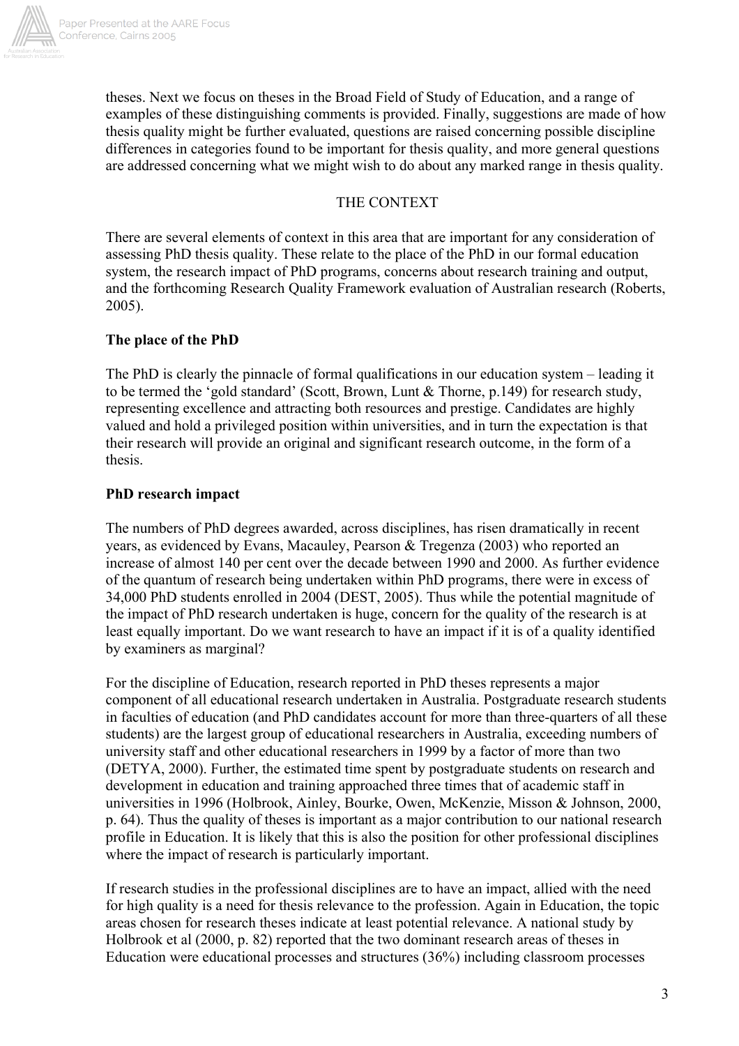theses. Next we focus on theses in the Broad Field of Study of Education, and a range of examples of these distinguishing comments is provided. Finally, suggestions are made of how thesis quality might be further evaluated, questions are raised concerning possible discipline differences in categories found to be important for thesis quality, and more general questions are addressed concerning what we might wish to do about any marked range in thesis quality.

## THE CONTEXT

There are several elements of context in this area that are important for any consideration of assessing PhD thesis quality. These relate to the place of the PhD in our formal education system, the research impact of PhD programs, concerns about research training and output, and the forthcoming Research Quality Framework evaluation of Australian research (Roberts, 2005).

### The place of the PhD

The PhD is clearly the pinnacle of formal qualifications in our education system – leading it to be termed the 'gold standard' (Scott, Brown, Lunt & Thorne, p.149) for research study, representing excellence and attracting both resources and prestige. Candidates are highly valued and hold a privileged position within universities, and in turn the expectation is that their research will provide an original and significant research outcome, in the form of a thesis.

### PhD research impact

The numbers of PhD degrees awarded, across disciplines, has risen dramatically in recent years, as evidenced by Evans, Macauley, Pearson & Tregenza (2003) who reported an increase of almost 140 per cent over the decade between 1990 and 2000. As further evidence of the quantum of research being undertaken within PhD programs, there were in excess of 34,000 PhD students enrolled in 2004 (DEST, 2005). Thus while the potential magnitude of the impact of PhD research undertaken is huge, concern for the quality of the research is at least equally important. Do we want research to have an impact if it is of a quality identified by examiners as marginal?

For the discipline of Education, research reported in PhD theses represents a major component of all educational research undertaken in Australia. Postgraduate research students in faculties of education (and PhD candidates account for more than three-quarters of all these students) are the largest group of educational researchers in Australia, exceeding numbers of university staff and other educational researchers in 1999 by a factor of more than two (DETYA, 2000). Further, the estimated time spent by postgraduate students on research and development in education and training approached three times that of academic staff in universities in 1996 (Holbrook, Ainley, Bourke, Owen, McKenzie, Misson & Johnson, 2000, p. 64). Thus the quality of theses is important as a major contribution to our national research profile in Education. It is likely that this is also the position for other professional disciplines where the impact of research is particularly important.

If research studies in the professional disciplines are to have an impact, allied with the need for high quality is a need for thesis relevance to the profession. Again in Education, the topic areas chosen for research theses indicate at least potential relevance. A national study by Holbrook et al (2000, p. 82) reported that the two dominant research areas of theses in Education were educational processes and structures (36%) including classroom processes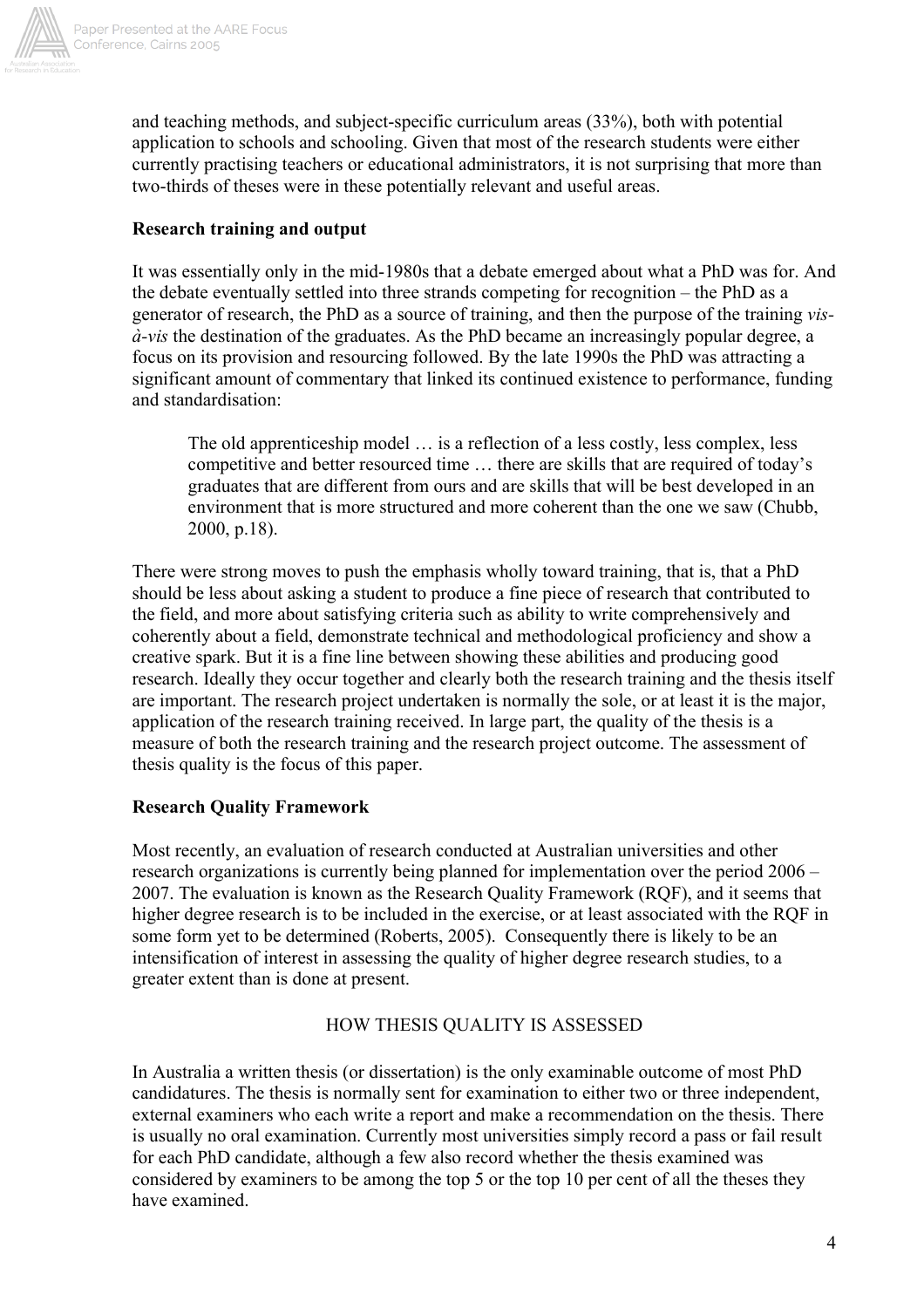and teaching methods, and subject-specific curriculum areas (33%), both with potential application to schools and schooling. Given that most of the research students were either currently practising teachers or educational administrators, it is not surprising that more than two-thirds of theses were in these potentially relevant and useful areas.

### Research training and output

It was essentially only in the mid-1980s that a debate emerged about what a PhD was for. And the debate eventually settled into three strands competing for recognition – the PhD as a generator of research, the PhD as a source of training, and then the purpose of the training *vis-à-vis* the destination of the graduates. As the PhD became an increasingly popular degree, a focus on its provision and resourcing followed. By the late 1990s the PhD was attracting a significant amount of commentary that linked its continued existence to performance, funding and standardisation:

> The old apprenticeship model … is a reflection of a less costly, less complex, less competitive and better resourced time … there are skills that are required of today's graduates that are different from ours and are skills that will be best developed in an environment that is more structured and more coherent than the one we saw (Chubb, 2000, p.18).

There were strong moves to push the emphasis wholly toward training, that is, that a PhD should be less about asking a student to produce a fine piece of research that contributed to the field, and more about satisfying criteria such as ability to write comprehensively and coherently about a field, demonstrate technical and methodological proficiency and show a creative spark. But it is a fine line between showing these abilities and producing good research. Ideally they occur together and clearly both the research training and the thesis itself are important. The research project undertaken is normally the sole, or at least it is the major, application of the research training received. In large part, the quality of the thesis is a measure of both the research training and the research project outcome. The assessment of thesis quality is the focus of this paper.

### Research Quality Framework

Most recently, an evaluation of research conducted at Australian universities and other research organizations is currently being planned for implementation over the period 2006 – 2007. The evaluation is known as the Research Quality Framework (RQF), and it seems that higher degree research is to be included in the exercise, or at least associated with the RQF in some form yet to be determined (Roberts, 2005). Consequently there is likely to be an intensification of interest in assessing the quality of higher degree research studies, to a greater extent than is done at present.

## HOW THESIS QUALITY IS ASSESSED

In Australia a written thesis (or dissertation) is the only examinable outcome of most PhD candidatures. The thesis is normally sent for examination to either two or three independent, external examiners who each write a report and make a recommendation on the thesis. There is usually no oral examination. Currently most universities simply record a pass or fail result for each PhD candidate, although a few also record whether the thesis examined was considered by examiners to be among the top 5 or the top 10 per cent of all the theses they have examined.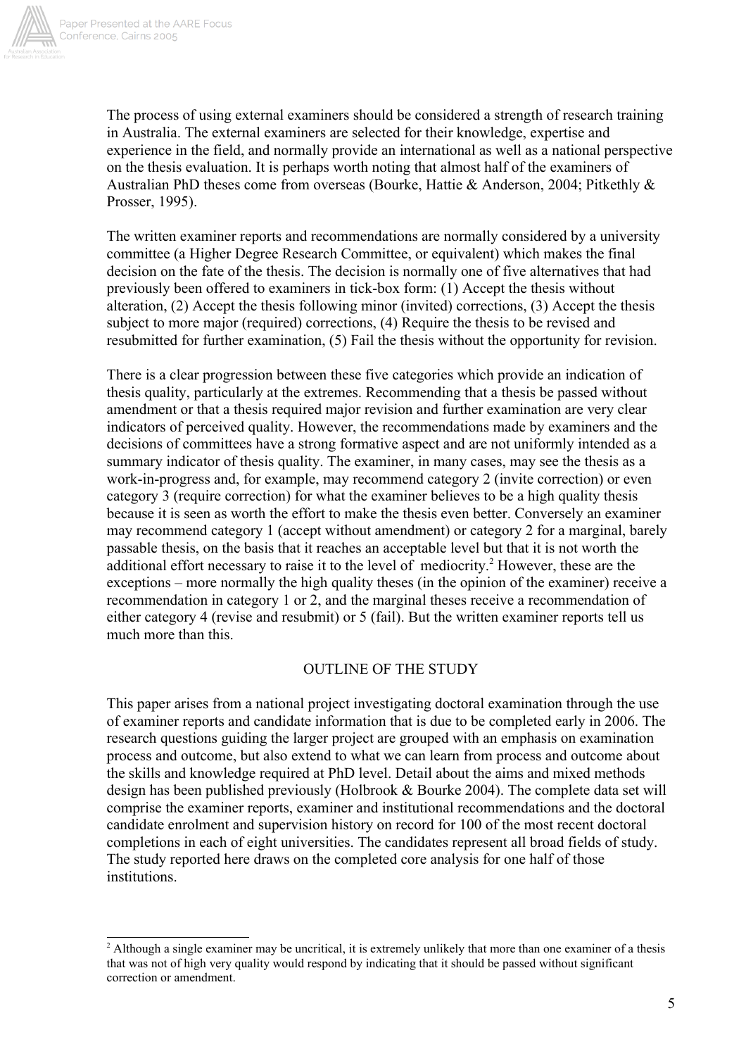The process of using external examiners should be considered a strength of research training in Australia. The external examiners are selected for their knowledge, expertise and experience in the field, and normally provide an international as well as a national perspective on the thesis evaluation. It is perhaps worth noting that almost half of the examiners of Australian PhD theses come from overseas (Bourke, Hattie & Anderson, 2004; Pitkethly & Prosser, 1995).

The written examiner reports and recommendations are normally considered by a university committee (a Higher Degree Research Committee, or equivalent) which makes the final decision on the fate of the thesis. The decision is normally one of five alternatives that had previously been offered to examiners in tick-box form: (1) Accept the thesis without alteration, (2) Accept the thesis following minor (invited) corrections, (3) Accept the thesis subject to more major (required) corrections, (4) Require the thesis to be revised and resubmitted for further examination, (5) Fail the thesis without the opportunity for revision.

There is a clear progression between these five categories which provide an indication of thesis quality, particularly at the extremes. Recommending that a thesis be passed without amendment or that a thesis required major revision and further examination are very clear indicators of perceived quality. However, the recommendations made by examiners and the decisions of committees have a strong formative aspect and are not uniformly intended as a summary indicator of thesis quality. The examiner, in many cases, may see the thesis as a work-in-progress and, for example, may recommend category 2 (invite correction) or even category 3 (require correction) for what the examiner believes to be a high quality thesis because it is seen as worth the effort to make the thesis even better. Conversely an examiner may recommend category 1 (accept without amendment) or category 2 for a marginal, barely passable thesis, on the basis that it reaches an acceptable level but that it is not worth the additional effort necessary to raise it to the level of mediocrity.[2] However, these are the exceptions – more normally the high quality theses (in the opinion of the examiner) receive a recommendation in category 1 or 2, and the marginal theses receive a recommendation of either category 4 (revise and resubmit) or 5 (fail). But the written examiner reports tell us much more than this.

## OUTLINE OF THE STUDY

This paper arises from a national project investigating doctoral examination through the use of examiner reports and candidate information that is due to be completed early in 2006. The research questions guiding the larger project are grouped with an emphasis on examination process and outcome, but also extend to what we can learn from process and outcome about the skills and knowledge required at PhD level. Detail about the aims and mixed methods design has been published previously (Holbrook & Bourke 2004). The complete data set will comprise the examiner reports, examiner and institutional recommendations and the doctoral candidate enrolment and supervision history on record for 100 of the most recent doctoral completions in each of eight universities. The candidates represent all broad fields of study. The study reported here draws on the completed core analysis for one half of those institutions.

---

[2] Although a single examiner may be uncritical, it is extremely unlikely that more than one examiner of a thesis that was not of high very quality would respond by indicating that it should be passed without significant correction or amendment.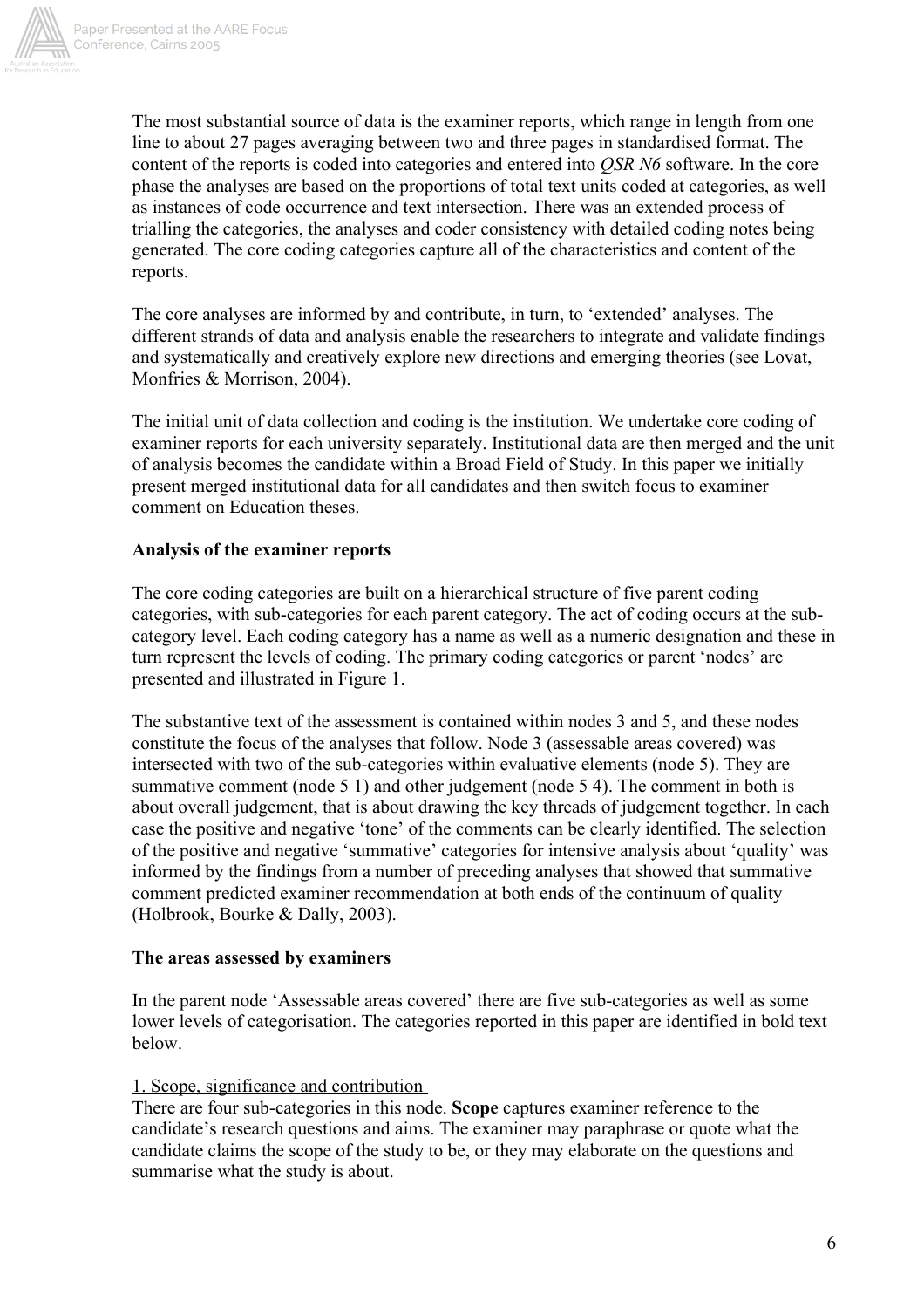The most substantial source of data is the examiner reports, which range in length from one line to about 27 pages averaging between two and three pages in standardised format. The content of the reports is coded into categories and entered into *QSR N6* software. In the core phase the analyses are based on the proportions of total text units coded at categories, as well as instances of code occurrence and text intersection. There was an extended process of trialling the categories, the analyses and coder consistency with detailed coding notes being generated. The core coding categories capture all of the characteristics and content of the reports.

The core analyses are informed by and contribute, in turn, to 'extended' analyses. The different strands of data and analysis enable the researchers to integrate and validate findings and systematically and creatively explore new directions and emerging theories (see Lovat, Monfries & Morrison, 2004).

The initial unit of data collection and coding is the institution. We undertake core coding of examiner reports for each university separately. Institutional data are then merged and the unit of analysis becomes the candidate within a Broad Field of Study. In this paper we initially present merged institutional data for all candidates and then switch focus to examiner comment on Education theses.

**Analysis of the examiner reports**

The core coding categories are built on a hierarchical structure of five parent coding categories, with sub-categories for each parent category. The act of coding occurs at the sub-category level. Each coding category has a name as well as a numeric designation and these in turn represent the levels of coding. The primary coding categories or parent 'nodes' are presented and illustrated in Figure 1.

The substantive text of the assessment is contained within nodes 3 and 5, and these nodes constitute the focus of the analyses that follow. Node 3 (assessable areas covered) was intersected with two of the sub-categories within evaluative elements (node 5). They are summative comment (node 5 1) and other judgement (node 5 4). The comment in both is about overall judgement, that is about drawing the key threads of judgement together. In each case the positive and negative 'tone' of the comments can be clearly identified. The selection of the positive and negative 'summative' categories for intensive analysis about 'quality' was informed by the findings from a number of preceding analyses that showed that summative comment predicted examiner recommendation at both ends of the continuum of quality (Holbrook, Bourke & Dally, 2003).

**The areas assessed by examiners**

In the parent node 'Assessable areas covered' there are five sub-categories as well as some lower levels of categorisation. The categories reported in this paper are identified in bold text below.

<u>1. Scope, significance and contribution</u>

There are four sub-categories in this node. **Scope** captures examiner reference to the candidate's research questions and aims. The examiner may paraphrase or quote what the candidate claims the scope of the study to be, or they may elaborate on the questions and summarise what the study is about.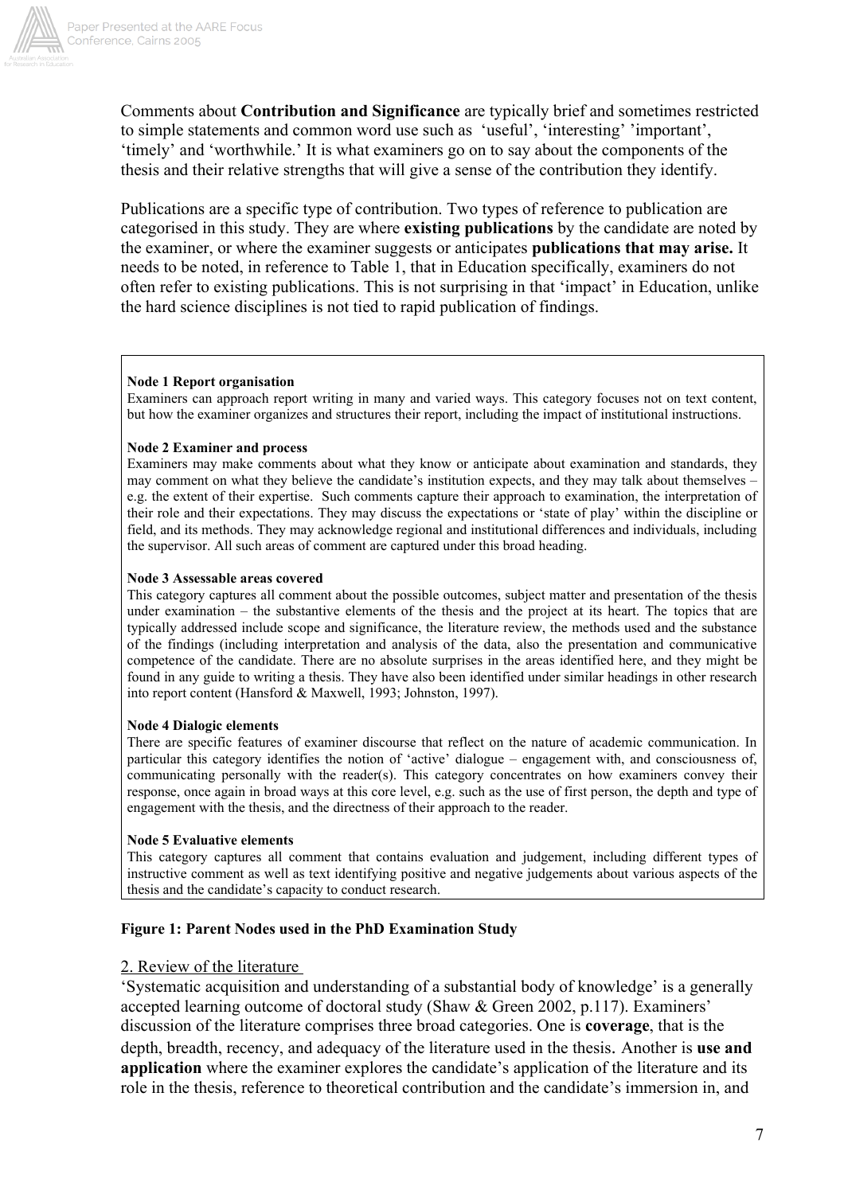Comments about **Contribution and Significance** are typically brief and sometimes restricted to simple statements and common word use such as 'useful', 'interesting' 'important', 'timely' and 'worthwhile.' It is what examiners go on to say about the components of the thesis and their relative strengths that will give a sense of the contribution they identify.

Publications are a specific type of contribution. Two types of reference to publication are categorised in this study. They are where **existing publications** by the candidate are noted by the examiner, or where the examiner suggests or anticipates **publications that may arise.** It needs to be noted, in reference to Table 1, that in Education specifically, examiners do not often refer to existing publications. This is not surprising in that 'impact' in Education, unlike the hard science disciplines is not tied to rapid publication of findings.

**Node 1 Report organisation**
Examiners can approach report writing in many and varied ways. This category focuses not on text content, but how the examiner organizes and structures their report, including the impact of institutional instructions.

**Node 2 Examiner and process**
Examiners may make comments about what they know or anticipate about examination and standards, they may comment on what they believe the candidate's institution expects, and they may talk about themselves – e.g. the extent of their expertise. Such comments capture their approach to examination, the interpretation of their role and their expectations. They may discuss the expectations or 'state of play' within the discipline or field, and its methods. They may acknowledge regional and institutional differences and individuals, including the supervisor. All such areas of comment are captured under this broad heading.

**Node 3 Assessable areas covered**
This category captures all comment about the possible outcomes, subject matter and presentation of the thesis under examination – the substantive elements of the thesis and the project at its heart. The topics that are typically addressed include scope and significance, the literature review, the methods used and the substance of the findings (including interpretation and analysis of the data, also the presentation and communicative competence of the candidate. There are no absolute surprises in the areas identified here, and they might be found in any guide to writing a thesis. They have also been identified under similar headings in other research into report content (Hansford & Maxwell, 1993; Johnston, 1997).

**Node 4 Dialogic elements**
There are specific features of examiner discourse that reflect on the nature of academic communication. In particular this category identifies the notion of 'active' dialogue – engagement with, and consciousness of, communicating personally with the reader(s). This category concentrates on how examiners convey their response, once again in broad ways at this core level, e.g. such as the use of first person, the depth and type of engagement with the thesis, and the directness of their approach to the reader.

**Node 5 Evaluative elements**
This category captures all comment that contains evaluation and judgement, including different types of instructive comment as well as text identifying positive and negative judgements about various aspects of the thesis and the candidate's capacity to conduct research.

**Figure 1: Parent Nodes used in the PhD Examination Study**

## 2. Review of the literature

'Systematic acquisition and understanding of a substantial body of knowledge' is a generally accepted learning outcome of doctoral study (Shaw & Green 2002, p.117). Examiners' discussion of the literature comprises three broad categories. One is **coverage**, that is the depth, breadth, recency, and adequacy of the literature used in the thesis. Another is **use and application** where the examiner explores the candidate's application of the literature and its role in the thesis, reference to theoretical contribution and the candidate's immersion in, and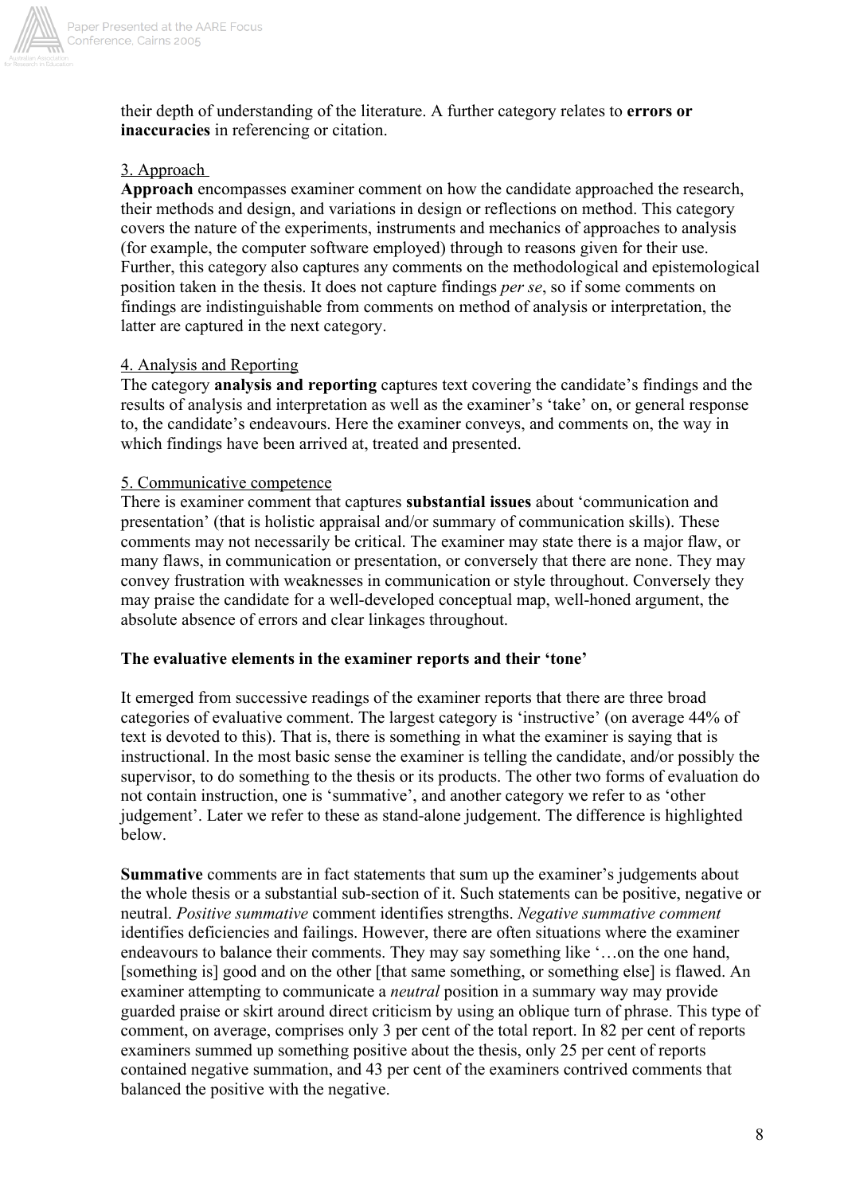their depth of understanding of the literature. A further category relates to **errors or inaccuracies** in referencing or citation.

3. Approach

**Approach** encompasses examiner comment on how the candidate approached the research, their methods and design, and variations in design or reflections on method. This category covers the nature of the experiments, instruments and mechanics of approaches to analysis (for example, the computer software employed) through to reasons given for their use. Further, this category also captures any comments on the methodological and epistemological position taken in the thesis. It does not capture findings *per se*, so if some comments on findings are indistinguishable from comments on method of analysis or interpretation, the latter are captured in the next category.

4. Analysis and Reporting

The category **analysis and reporting** captures text covering the candidate's findings and the results of analysis and interpretation as well as the examiner's 'take' on, or general response to, the candidate's endeavours. Here the examiner conveys, and comments on, the way in which findings have been arrived at, treated and presented.

5. Communicative competence

There is examiner comment that captures **substantial issues** about 'communication and presentation' (that is holistic appraisal and/or summary of communication skills). These comments may not necessarily be critical. The examiner may state there is a major flaw, or many flaws, in communication or presentation, or conversely that there are none. They may convey frustration with weaknesses in communication or style throughout. Conversely they may praise the candidate for a well-developed conceptual map, well-honed argument, the absolute absence of errors and clear linkages throughout.

**The evaluative elements in the examiner reports and their 'tone'**

It emerged from successive readings of the examiner reports that there are three broad categories of evaluative comment. The largest category is 'instructive' (on average 44% of text is devoted to this). That is, there is something in what the examiner is saying that is instructional. In the most basic sense the examiner is telling the candidate, and/or possibly the supervisor, to do something to the thesis or its products. The other two forms of evaluation do not contain instruction, one is 'summative', and another category we refer to as 'other judgement'. Later we refer to these as stand-alone judgement. The difference is highlighted below.

**Summative** comments are in fact statements that sum up the examiner's judgements about the whole thesis or a substantial sub-section of it. Such statements can be positive, negative or neutral. *Positive summative* comment identifies strengths. *Negative summative comment* identifies deficiencies and failings. However, there are often situations where the examiner endeavours to balance their comments. They may say something like '…on the one hand, [something is] good and on the other [that same something, or something else] is flawed. An examiner attempting to communicate a *neutral* position in a summary way may provide guarded praise or skirt around direct criticism by using an oblique turn of phrase. This type of comment, on average, comprises only 3 per cent of the total report. In 82 per cent of reports examiners summed up something positive about the thesis, only 25 per cent of reports contained negative summation, and 43 per cent of the examiners contrived comments that balanced the positive with the negative.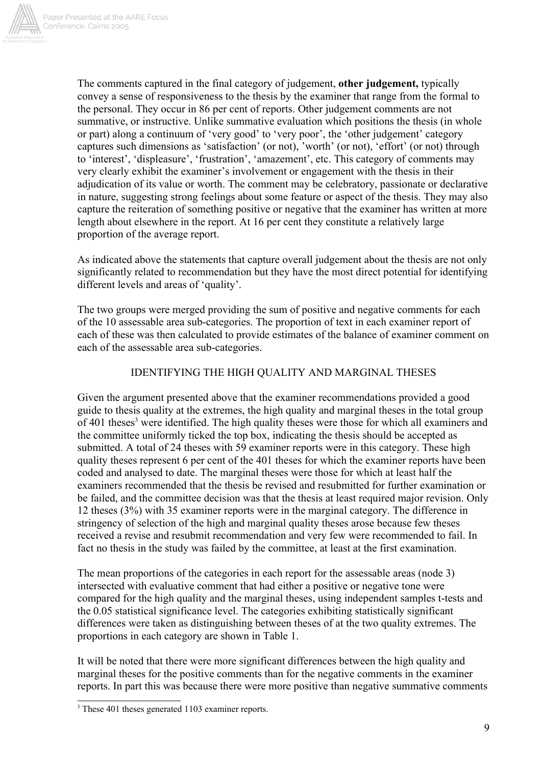The comments captured in the final category of judgement, **other judgement,** typically convey a sense of responsiveness to the thesis by the examiner that range from the formal to the personal. They occur in 86 per cent of reports. Other judgement comments are not summative, or instructive. Unlike summative evaluation which positions the thesis (in whole or part) along a continuum of 'very good' to 'very poor', the 'other judgement' category captures such dimensions as 'satisfaction' (or not), 'worth' (or not), 'effort' (or not) through to 'interest', 'displeasure', 'frustration', 'amazement', etc. This category of comments may very clearly exhibit the examiner's involvement or engagement with the thesis in their adjudication of its value or worth. The comment may be celebratory, passionate or declarative in nature, suggesting strong feelings about some feature or aspect of the thesis. They may also capture the reiteration of something positive or negative that the examiner has written at more length about elsewhere in the report. At 16 per cent they constitute a relatively large proportion of the average report.

As indicated above the statements that capture overall judgement about the thesis are not only significantly related to recommendation but they have the most direct potential for identifying different levels and areas of 'quality'.

The two groups were merged providing the sum of positive and negative comments for each of the 10 assessable area sub-categories. The proportion of text in each examiner report of each of these was then calculated to provide estimates of the balance of examiner comment on each of the assessable area sub-categories.

## IDENTIFYING THE HIGH QUALITY AND MARGINAL THESES

Given the argument presented above that the examiner recommendations provided a good guide to thesis quality at the extremes, the high quality and marginal theses in the total group of 401 theses[3] were identified. The high quality theses were those for which all examiners and the committee uniformly ticked the top box, indicating the thesis should be accepted as submitted. A total of 24 theses with 59 examiner reports were in this category. These high quality theses represent 6 per cent of the 401 theses for which the examiner reports have been coded and analysed to date. The marginal theses were those for which at least half the examiners recommended that the thesis be revised and resubmitted for further examination or be failed, and the committee decision was that the thesis at least required major revision. Only 12 theses (3%) with 35 examiner reports were in the marginal category. The difference in stringency of selection of the high and marginal quality theses arose because few theses received a revise and resubmit recommendation and very few were recommended to fail. In fact no thesis in the study was failed by the committee, at least at the first examination.

The mean proportions of the categories in each report for the assessable areas (node 3) intersected with evaluative comment that had either a positive or negative tone were compared for the high quality and the marginal theses, using independent samples t-tests and the 0.05 statistical significance level. The categories exhibiting statistically significant differences were taken as distinguishing between theses of at the two quality extremes. The proportions in each category are shown in Table 1.

It will be noted that there were more significant differences between the high quality and marginal theses for the positive comments than for the negative comments in the examiner reports. In part this was because there were more positive than negative summative comments

---

[3] These 401 theses generated 1103 examiner reports.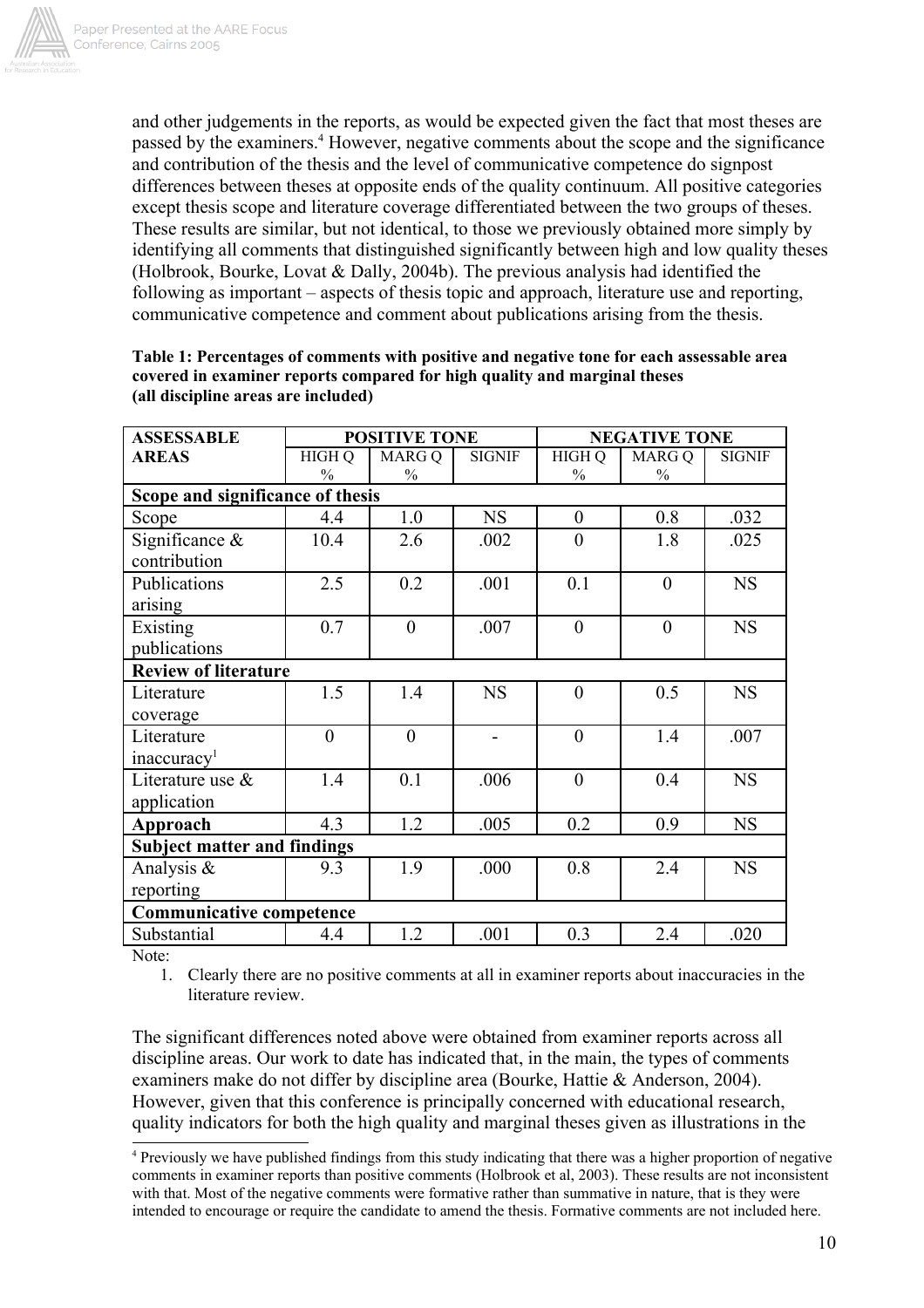and other judgements in the reports, as would be expected given the fact that most theses are passed by the examiners.[4] However, negative comments about the scope and the significance and contribution of the thesis and the level of communicative competence do signpost differences between theses at opposite ends of the quality continuum. All positive categories except thesis scope and literature coverage differentiated between the two groups of theses. These results are similar, but not identical, to those we previously obtained more simply by identifying all comments that distinguished significantly between high and low quality theses (Holbrook, Bourke, Lovat & Dally, 2004b). The previous analysis had identified the following as important – aspects of thesis topic and approach, literature use and reporting, communicative competence and comment about publications arising from the thesis.

**Table 1: Percentages of comments with positive and negative tone for each assessable area covered in examiner reports compared for high quality and marginal theses (all discipline areas are included)**

| ASSESSABLE AREAS | POSITIVE TONE | | | NEGATIVE TONE | | |
|---|---|---|---|---|---|---|
| | HIGH Q % | MARG Q % | SIGNIF | HIGH Q % | MARG Q % | SIGNIF |
| **Scope and significance of thesis** | | | | | | |
| Scope | 4.4 | 1.0 | NS | 0 | 0.8 | .032 |
| Significance & contribution | 10.4 | 2.6 | .002 | 0 | 1.8 | .025 |
| Publications arising | 2.5 | 0.2 | .001 | 0.1 | 0 | NS |
| Existing publications | 0.7 | 0 | .007 | 0 | 0 | NS |
| **Review of literature** | | | | | | |
| Literature coverage | 1.5 | 1.4 | NS | 0 | 0.5 | NS |
| Literature inaccuracy[1] | 0 | 0 | - | 0 | 1.4 | .007 |
| Literature use & application | 1.4 | 0.1 | .006 | 0 | 0.4 | NS |
| **Approach** | 4.3 | 1.2 | .005 | 0.2 | 0.9 | NS |
| **Subject matter and findings** | | | | | | |
| Analysis & reporting | 9.3 | 1.9 | .000 | 0.8 | 2.4 | NS |
| **Communicative competence** | | | | | | |
| Substantial | 4.4 | 1.2 | .001 | 0.3 | 2.4 | .020 |

Note:

1. Clearly there are no positive comments at all in examiner reports about inaccuracies in the literature review.

The significant differences noted above were obtained from examiner reports across all discipline areas. Our work to date has indicated that, in the main, the types of comments examiners make do not differ by discipline area (Bourke, Hattie & Anderson, 2004). However, given that this conference is principally concerned with educational research, quality indicators for both the high quality and marginal theses given as illustrations in the

[4] Previously we have published findings from this study indicating that there was a higher proportion of negative comments in examiner reports than positive comments (Holbrook et al, 2003). These results are not inconsistent with that. Most of the negative comments were formative rather than summative in nature, that is they were intended to encourage or require the candidate to amend the thesis. Formative comments are not included here.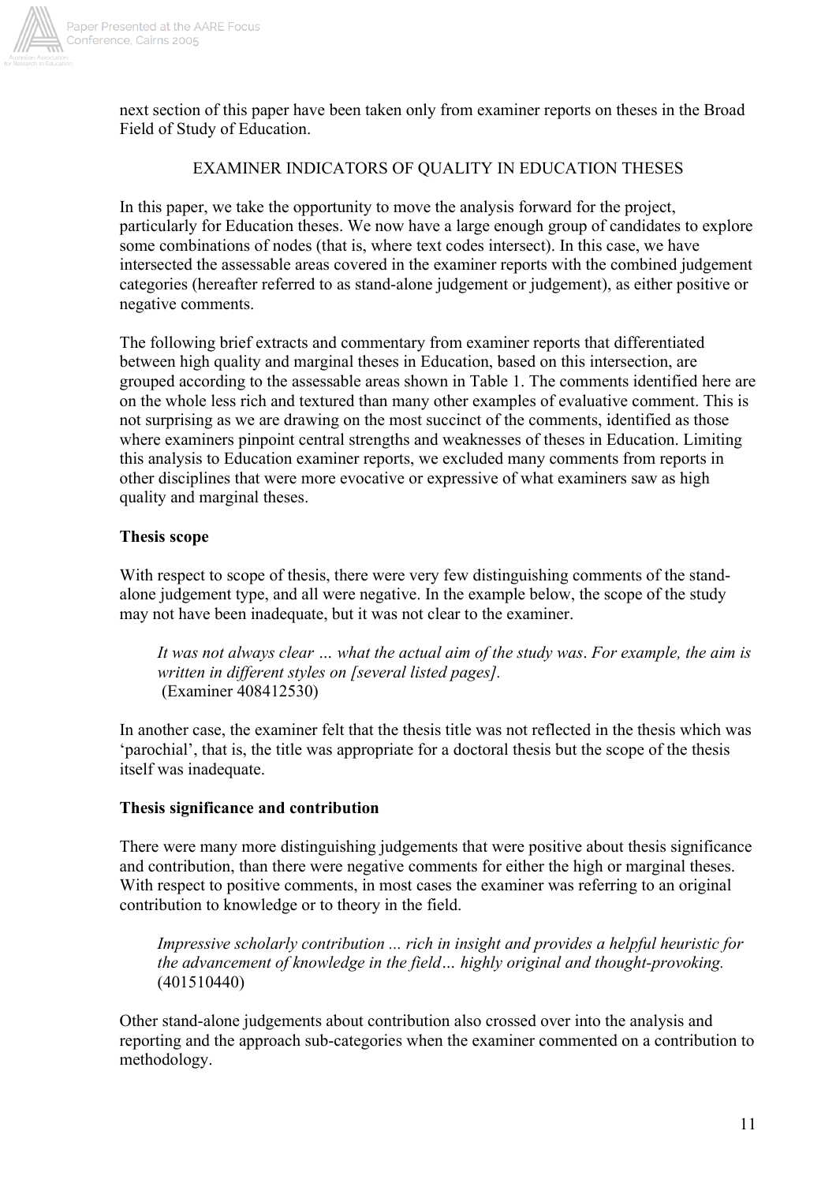next section of this paper have been taken only from examiner reports on theses in the Broad Field of Study of Education.

## EXAMINER INDICATORS OF QUALITY IN EDUCATION THESES

In this paper, we take the opportunity to move the analysis forward for the project, particularly for Education theses. We now have a large enough group of candidates to explore some combinations of nodes (that is, where text codes intersect). In this case, we have intersected the assessable areas covered in the examiner reports with the combined judgement categories (hereafter referred to as stand-alone judgement or judgement), as either positive or negative comments.

The following brief extracts and commentary from examiner reports that differentiated between high quality and marginal theses in Education, based on this intersection, are grouped according to the assessable areas shown in Table 1. The comments identified here are on the whole less rich and textured than many other examples of evaluative comment. This is not surprising as we are drawing on the most succinct of the comments, identified as those where examiners pinpoint central strengths and weaknesses of theses in Education. Limiting this analysis to Education examiner reports, we excluded many comments from reports in other disciplines that were more evocative or expressive of what examiners saw as high quality and marginal theses.

### Thesis scope

With respect to scope of thesis, there were very few distinguishing comments of the stand-alone judgement type, and all were negative. In the example below, the scope of the study may not have been inadequate, but it was not clear to the examiner.

> *It was not always clear … what the actual aim of the study was. For example, the aim is written in different styles on [several listed pages].*
> (Examiner 408412530)

In another case, the examiner felt that the thesis title was not reflected in the thesis which was 'parochial', that is, the title was appropriate for a doctoral thesis but the scope of the thesis itself was inadequate.

### Thesis significance and contribution

There were many more distinguishing judgements that were positive about thesis significance and contribution, than there were negative comments for either the high or marginal theses. With respect to positive comments, in most cases the examiner was referring to an original contribution to knowledge or to theory in the field.

> *Impressive scholarly contribution ... rich in insight and provides a helpful heuristic for the advancement of knowledge in the field… highly original and thought-provoking.*
> (401510440)

Other stand-alone judgements about contribution also crossed over into the analysis and reporting and the approach sub-categories when the examiner commented on a contribution to methodology.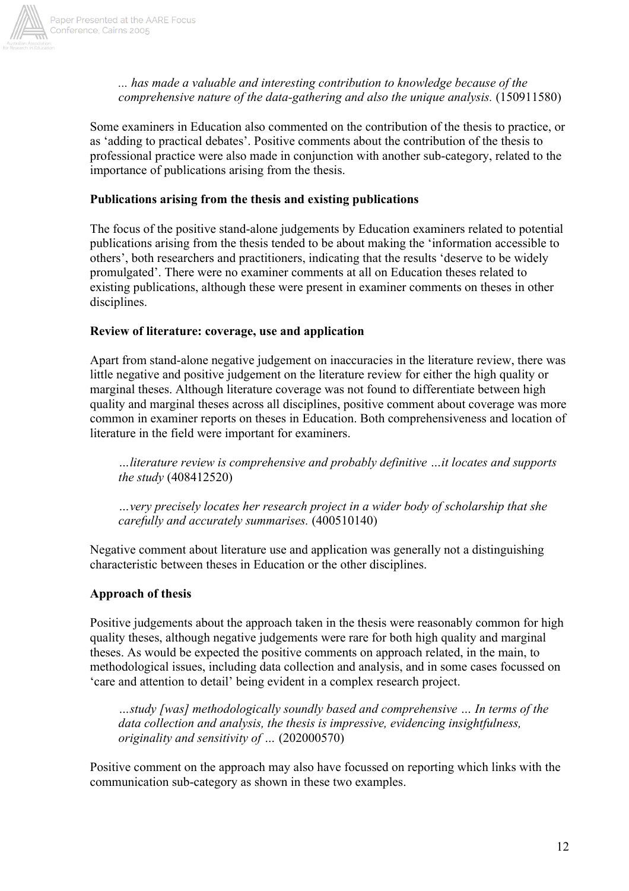*... has made a valuable and interesting contribution to knowledge because of the comprehensive nature of the data-gathering and also the unique analysis.* (150911580)

Some examiners in Education also commented on the contribution of the thesis to practice, or as 'adding to practical debates'. Positive comments about the contribution of the thesis to professional practice were also made in conjunction with another sub-category, related to the importance of publications arising from the thesis.

**Publications arising from the thesis and existing publications**

The focus of the positive stand-alone judgements by Education examiners related to potential publications arising from the thesis tended to be about making the 'information accessible to others', both researchers and practitioners, indicating that the results 'deserve to be widely promulgated'. There were no examiner comments at all on Education theses related to existing publications, although these were present in examiner comments on theses in other disciplines.

**Review of literature: coverage, use and application**

Apart from stand-alone negative judgement on inaccuracies in the literature review, there was little negative and positive judgement on the literature review for either the high quality or marginal theses. Although literature coverage was not found to differentiate between high quality and marginal theses across all disciplines, positive comment about coverage was more common in examiner reports on theses in Education. Both comprehensiveness and location of literature in the field were important for examiners.

*…literature review is comprehensive and probably definitive …it locates and supports the study* (408412520)

*…very precisely locates her research project in a wider body of scholarship that she carefully and accurately summarises.* (400510140)

Negative comment about literature use and application was generally not a distinguishing characteristic between theses in Education or the other disciplines.

**Approach of thesis**

Positive judgements about the approach taken in the thesis were reasonably common for high quality theses, although negative judgements were rare for both high quality and marginal theses. As would be expected the positive comments on approach related, in the main, to methodological issues, including data collection and analysis, and in some cases focussed on 'care and attention to detail' being evident in a complex research project.

*…study [was] methodologically soundly based and comprehensive … In terms of the data collection and analysis, the thesis is impressive, evidencing insightfulness, originality and sensitivity of …* (202000570)

Positive comment on the approach may also have focussed on reporting which links with the communication sub-category as shown in these two examples.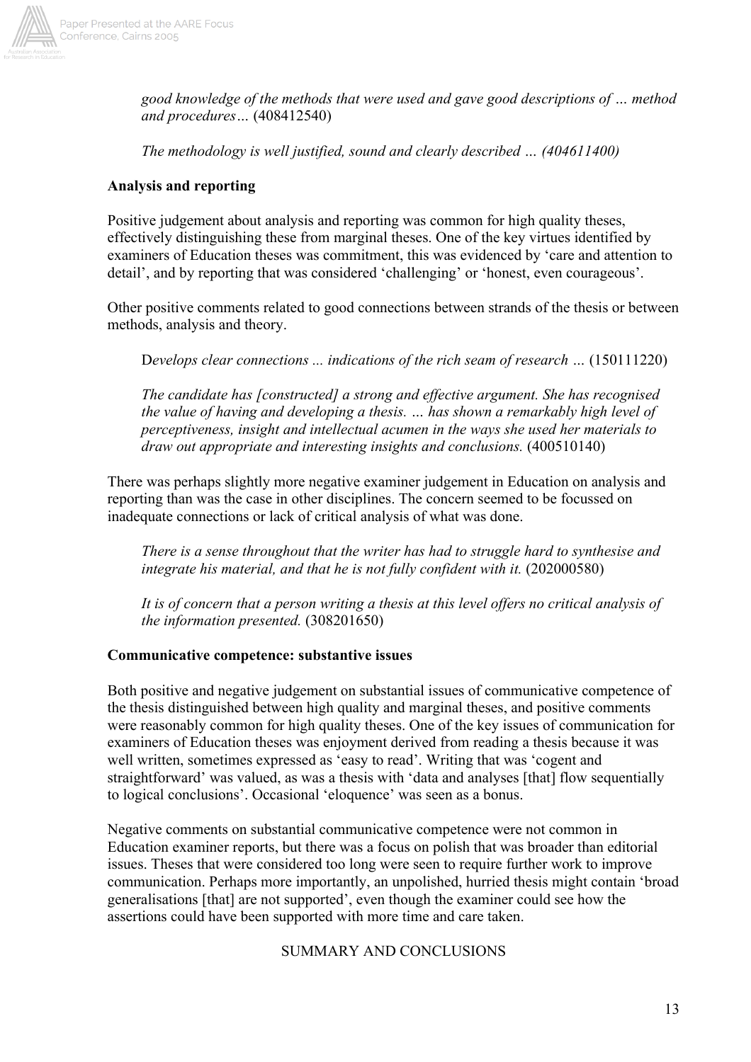*good knowledge of the methods that were used and gave good descriptions of … method and procedures…* (408412540)

*The methodology is well justified, sound and clearly described … (404611400)*

**Analysis and reporting**

Positive judgement about analysis and reporting was common for high quality theses, effectively distinguishing these from marginal theses. One of the key virtues identified by examiners of Education theses was commitment, this was evidenced by 'care and attention to detail', and by reporting that was considered 'challenging' or 'honest, even courageous'.

Other positive comments related to good connections between strands of the thesis or between methods, analysis and theory.

> D*evelops clear connections ... indications of the rich seam of research …* (150111220)

> *The candidate has [constructed] a strong and effective argument. She has recognised the value of having and developing a thesis. … has shown a remarkably high level of perceptiveness, insight and intellectual acumen in the ways she used her materials to draw out appropriate and interesting insights and conclusions.* (400510140)

There was perhaps slightly more negative examiner judgement in Education on analysis and reporting than was the case in other disciplines. The concern seemed to be focussed on inadequate connections or lack of critical analysis of what was done.

> *There is a sense throughout that the writer has had to struggle hard to synthesise and integrate his material, and that he is not fully confident with it.* (202000580)

> *It is of concern that a person writing a thesis at this level offers no critical analysis of the information presented.* (308201650)

**Communicative competence: substantive issues**

Both positive and negative judgement on substantial issues of communicative competence of the thesis distinguished between high quality and marginal theses, and positive comments were reasonably common for high quality theses. One of the key issues of communication for examiners of Education theses was enjoyment derived from reading a thesis because it was well written, sometimes expressed as 'easy to read'. Writing that was 'cogent and straightforward' was valued, as was a thesis with 'data and analyses [that] flow sequentially to logical conclusions'. Occasional 'eloquence' was seen as a bonus.

Negative comments on substantial communicative competence were not common in Education examiner reports, but there was a focus on polish that was broader than editorial issues. Theses that were considered too long were seen to require further work to improve communication. Perhaps more importantly, an unpolished, hurried thesis might contain 'broad generalisations [that] are not supported', even though the examiner could see how the assertions could have been supported with more time and care taken.

## SUMMARY AND CONCLUSIONS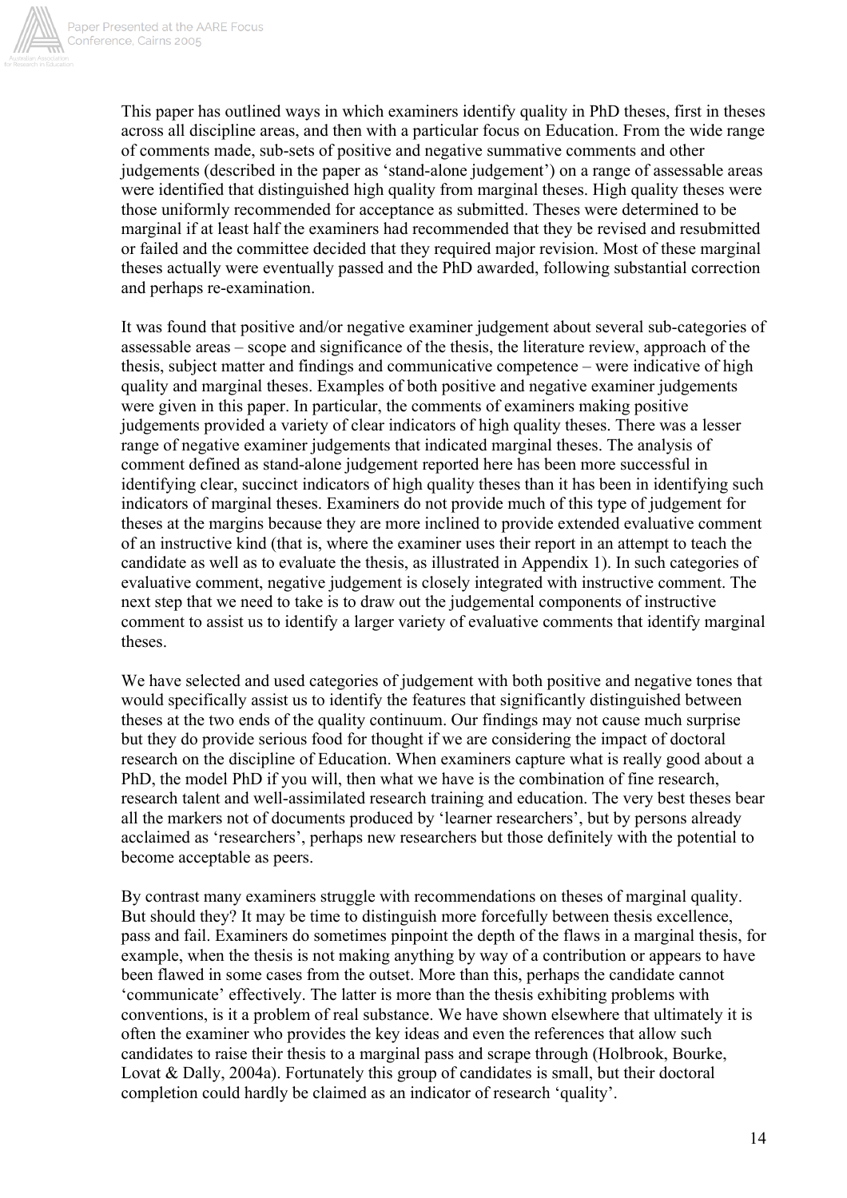This paper has outlined ways in which examiners identify quality in PhD theses, first in theses across all discipline areas, and then with a particular focus on Education. From the wide range of comments made, sub-sets of positive and negative summative comments and other judgements (described in the paper as 'stand-alone judgement') on a range of assessable areas were identified that distinguished high quality from marginal theses. High quality theses were those uniformly recommended for acceptance as submitted. Theses were determined to be marginal if at least half the examiners had recommended that they be revised and resubmitted or failed and the committee decided that they required major revision. Most of these marginal theses actually were eventually passed and the PhD awarded, following substantial correction and perhaps re-examination.

It was found that positive and/or negative examiner judgement about several sub-categories of assessable areas – scope and significance of the thesis, the literature review, approach of the thesis, subject matter and findings and communicative competence – were indicative of high quality and marginal theses. Examples of both positive and negative examiner judgements were given in this paper. In particular, the comments of examiners making positive judgements provided a variety of clear indicators of high quality theses. There was a lesser range of negative examiner judgements that indicated marginal theses. The analysis of comment defined as stand-alone judgement reported here has been more successful in identifying clear, succinct indicators of high quality theses than it has been in identifying such indicators of marginal theses. Examiners do not provide much of this type of judgement for theses at the margins because they are more inclined to provide extended evaluative comment of an instructive kind (that is, where the examiner uses their report in an attempt to teach the candidate as well as to evaluate the thesis, as illustrated in Appendix 1). In such categories of evaluative comment, negative judgement is closely integrated with instructive comment. The next step that we need to take is to draw out the judgemental components of instructive comment to assist us to identify a larger variety of evaluative comments that identify marginal theses.

We have selected and used categories of judgement with both positive and negative tones that would specifically assist us to identify the features that significantly distinguished between theses at the two ends of the quality continuum. Our findings may not cause much surprise but they do provide serious food for thought if we are considering the impact of doctoral research on the discipline of Education. When examiners capture what is really good about a PhD, the model PhD if you will, then what we have is the combination of fine research, research talent and well-assimilated research training and education. The very best theses bear all the markers not of documents produced by 'learner researchers', but by persons already acclaimed as 'researchers', perhaps new researchers but those definitely with the potential to become acceptable as peers.

By contrast many examiners struggle with recommendations on theses of marginal quality. But should they? It may be time to distinguish more forcefully between thesis excellence, pass and fail. Examiners do sometimes pinpoint the depth of the flaws in a marginal thesis, for example, when the thesis is not making anything by way of a contribution or appears to have been flawed in some cases from the outset. More than this, perhaps the candidate cannot 'communicate' effectively. The latter is more than the thesis exhibiting problems with conventions, is it a problem of real substance. We have shown elsewhere that ultimately it is often the examiner who provides the key ideas and even the references that allow such candidates to raise their thesis to a marginal pass and scrape through (Holbrook, Bourke, Lovat & Dally, 2004a). Fortunately this group of candidates is small, but their doctoral completion could hardly be claimed as an indicator of research 'quality'.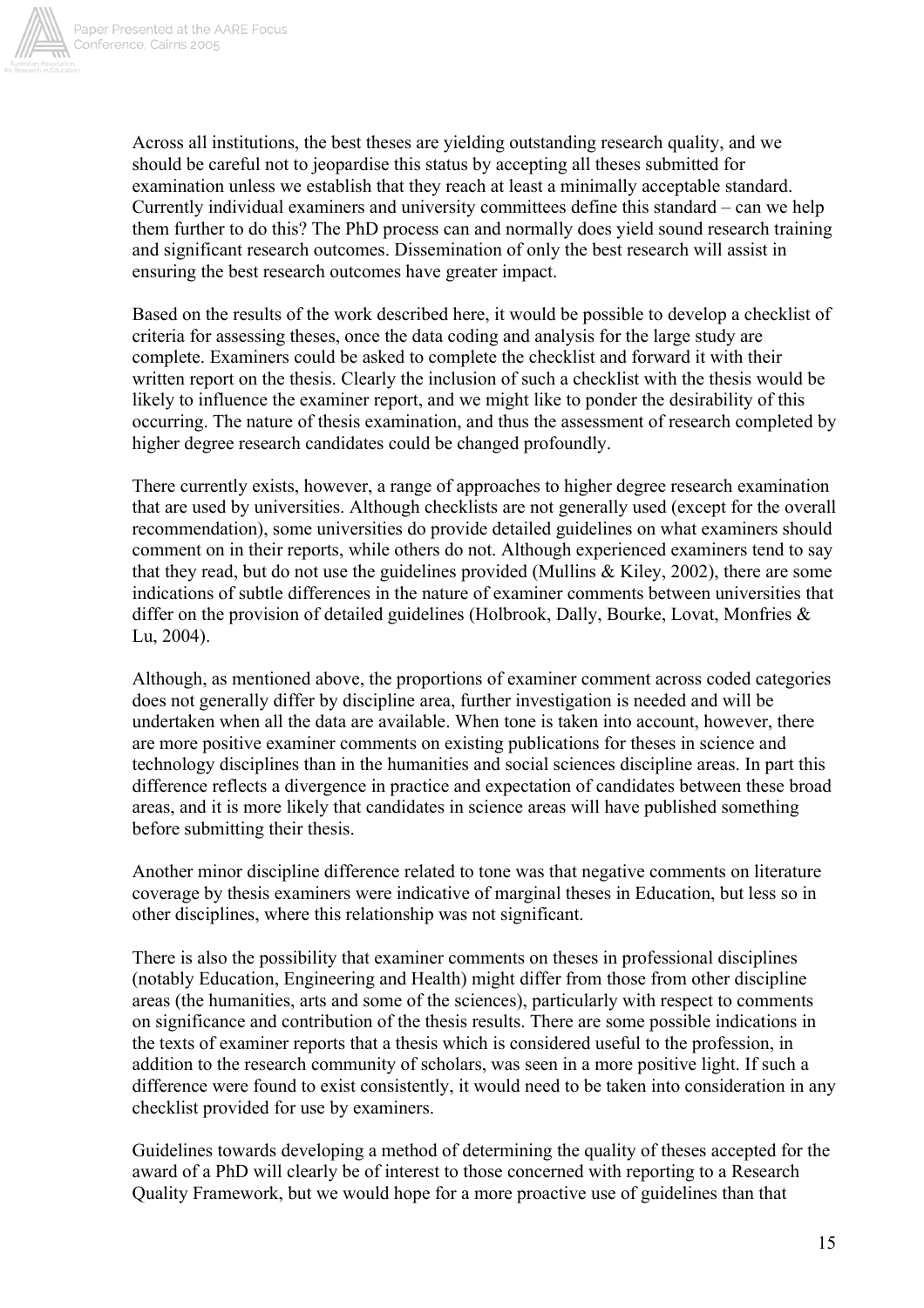Across all institutions, the best theses are yielding outstanding research quality, and we should be careful not to jeopardise this status by accepting all theses submitted for examination unless we establish that they reach at least a minimally acceptable standard. Currently individual examiners and university committees define this standard – can we help them further to do this? The PhD process can and normally does yield sound research training and significant research outcomes. Dissemination of only the best research will assist in ensuring the best research outcomes have greater impact.

Based on the results of the work described here, it would be possible to develop a checklist of criteria for assessing theses, once the data coding and analysis for the large study are complete. Examiners could be asked to complete the checklist and forward it with their written report on the thesis. Clearly the inclusion of such a checklist with the thesis would be likely to influence the examiner report, and we might like to ponder the desirability of this occurring. The nature of thesis examination, and thus the assessment of research completed by higher degree research candidates could be changed profoundly.

There currently exists, however, a range of approaches to higher degree research examination that are used by universities. Although checklists are not generally used (except for the overall recommendation), some universities do provide detailed guidelines on what examiners should comment on in their reports, while others do not. Although experienced examiners tend to say that they read, but do not use the guidelines provided (Mullins & Kiley, 2002), there are some indications of subtle differences in the nature of examiner comments between universities that differ on the provision of detailed guidelines (Holbrook, Dally, Bourke, Lovat, Monfries & Lu, 2004).

Although, as mentioned above, the proportions of examiner comment across coded categories does not generally differ by discipline area, further investigation is needed and will be undertaken when all the data are available. When tone is taken into account, however, there are more positive examiner comments on existing publications for theses in science and technology disciplines than in the humanities and social sciences discipline areas. In part this difference reflects a divergence in practice and expectation of candidates between these broad areas, and it is more likely that candidates in science areas will have published something before submitting their thesis.

Another minor discipline difference related to tone was that negative comments on literature coverage by thesis examiners were indicative of marginal theses in Education, but less so in other disciplines, where this relationship was not significant.

There is also the possibility that examiner comments on theses in professional disciplines (notably Education, Engineering and Health) might differ from those from other discipline areas (the humanities, arts and some of the sciences), particularly with respect to comments on significance and contribution of the thesis results. There are some possible indications in the texts of examiner reports that a thesis which is considered useful to the profession, in addition to the research community of scholars, was seen in a more positive light. If such a difference were found to exist consistently, it would need to be taken into consideration in any checklist provided for use by examiners.

Guidelines towards developing a method of determining the quality of theses accepted for the award of a PhD will clearly be of interest to those concerned with reporting to a Research Quality Framework, but we would hope for a more proactive use of guidelines than that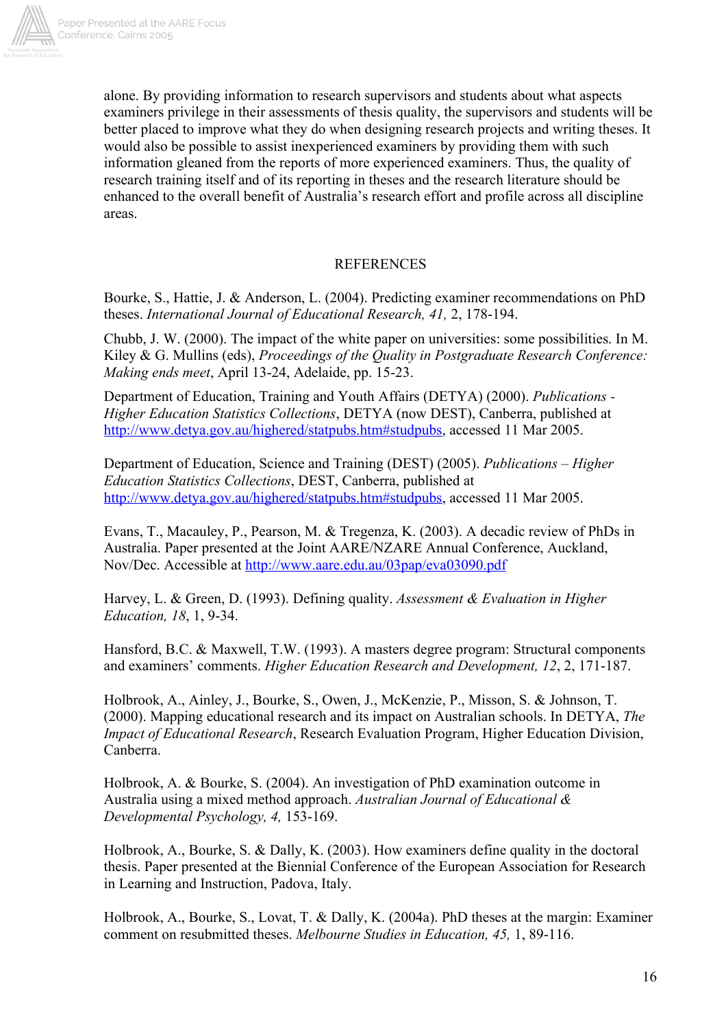alone. By providing information to research supervisors and students about what aspects examiners privilege in their assessments of thesis quality, the supervisors and students will be better placed to improve what they do when designing research projects and writing theses. It would also be possible to assist inexperienced examiners by providing them with such information gleaned from the reports of more experienced examiners. Thus, the quality of research training itself and of its reporting in theses and the research literature should be enhanced to the overall benefit of Australia's research effort and profile across all discipline areas.

## REFERENCES

Bourke, S., Hattie, J. & Anderson, L. (2004). Predicting examiner recommendations on PhD theses. *International Journal of Educational Research, 41,* 2, 178-194.

Chubb, J. W. (2000). The impact of the white paper on universities: some possibilities. In M. Kiley & G. Mullins (eds), *Proceedings of the Quality in Postgraduate Research Conference: Making ends meet*, April 13-24, Adelaide, pp. 15-23.

Department of Education, Training and Youth Affairs (DETYA) (2000). *Publications - Higher Education Statistics Collections*, DETYA (now DEST), Canberra, published at http://www.detya.gov.au/highered/statpubs.htm#studpubs, accessed 11 Mar 2005.

Department of Education, Science and Training (DEST) (2005). *Publications – Higher Education Statistics Collections*, DEST, Canberra, published at http://www.detya.gov.au/highered/statpubs.htm#studpubs, accessed 11 Mar 2005.

Evans, T., Macauley, P., Pearson, M. & Tregenza, K. (2003). A decadic review of PhDs in Australia. Paper presented at the Joint AARE/NZARE Annual Conference, Auckland, Nov/Dec. Accessible at http://www.aare.edu.au/03pap/eva03090.pdf

Harvey, L. & Green, D. (1993). Defining quality. *Assessment & Evaluation in Higher Education, 18*, 1, 9-34.

Hansford, B.C. & Maxwell, T.W. (1993). A masters degree program: Structural components and examiners' comments. *Higher Education Research and Development, 12*, 2, 171-187.

Holbrook, A., Ainley, J., Bourke, S., Owen, J., McKenzie, P., Misson, S. & Johnson, T. (2000). Mapping educational research and its impact on Australian schools. In DETYA, *The Impact of Educational Research*, Research Evaluation Program, Higher Education Division, Canberra.

Holbrook, A. & Bourke, S. (2004). An investigation of PhD examination outcome in Australia using a mixed method approach. *Australian Journal of Educational & Developmental Psychology, 4,* 153-169.

Holbrook, A., Bourke, S. & Dally, K. (2003). How examiners define quality in the doctoral thesis. Paper presented at the Biennial Conference of the European Association for Research in Learning and Instruction, Padova, Italy.

Holbrook, A., Bourke, S., Lovat, T. & Dally, K. (2004a). PhD theses at the margin: Examiner comment on resubmitted theses. *Melbourne Studies in Education, 45,* 1, 89-116.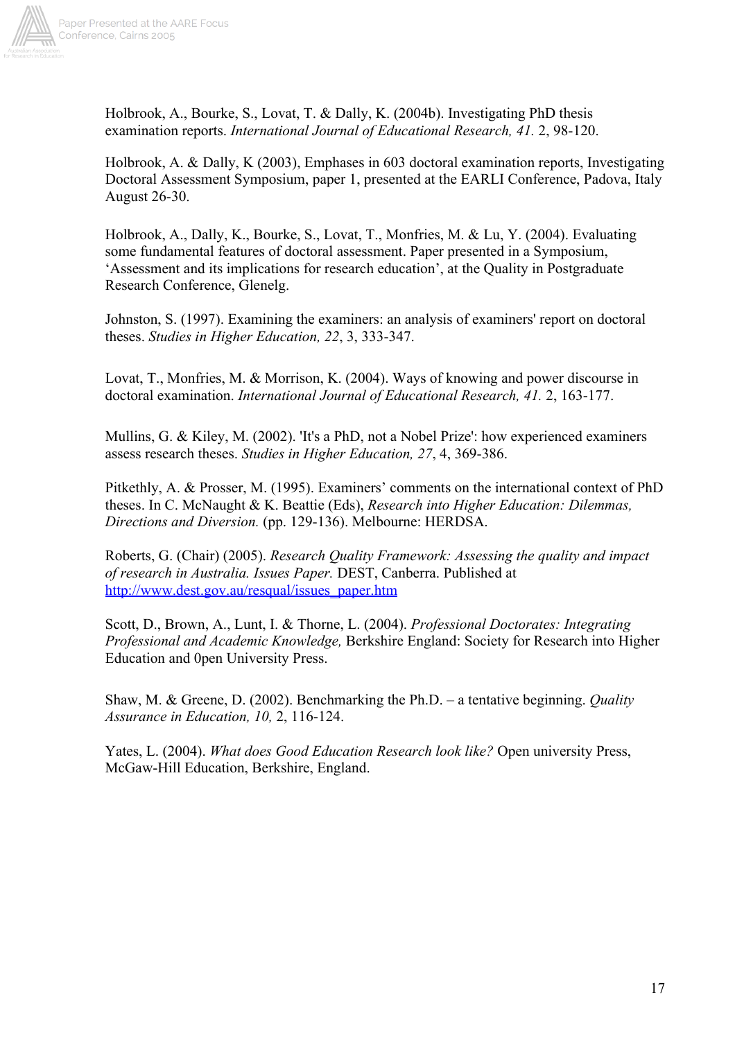Holbrook, A., Bourke, S., Lovat, T. & Dally, K. (2004b). Investigating PhD thesis examination reports. *International Journal of Educational Research, 41.* 2, 98-120.

Holbrook, A. & Dally, K (2003), Emphases in 603 doctoral examination reports, Investigating Doctoral Assessment Symposium, paper 1, presented at the EARLI Conference, Padova, Italy August 26-30.

Holbrook, A., Dally, K., Bourke, S., Lovat, T., Monfries, M. & Lu, Y. (2004). Evaluating some fundamental features of doctoral assessment. Paper presented in a Symposium, 'Assessment and its implications for research education', at the Quality in Postgraduate Research Conference, Glenelg.

Johnston, S. (1997). Examining the examiners: an analysis of examiners' report on doctoral theses. *Studies in Higher Education, 22*, 3, 333-347.

Lovat, T., Monfries, M. & Morrison, K. (2004). Ways of knowing and power discourse in doctoral examination. *International Journal of Educational Research, 41.* 2, 163-177.

Mullins, G. & Kiley, M. (2002). 'It's a PhD, not a Nobel Prize': how experienced examiners assess research theses. *Studies in Higher Education, 27*, 4, 369-386.

Pitkethly, A. & Prosser, M. (1995). Examiners' comments on the international context of PhD theses. In C. McNaught & K. Beattie (Eds), *Research into Higher Education: Dilemmas, Directions and Diversion.* (pp. 129-136). Melbourne: HERDSA.

Roberts, G. (Chair) (2005). *Research Quality Framework: Assessing the quality and impact of research in Australia. Issues Paper.* DEST, Canberra. Published at http://www.dest.gov.au/resqual/issues_paper.htm

Scott, D., Brown, A., Lunt, I. & Thorne, L. (2004). *Professional Doctorates: Integrating Professional and Academic Knowledge,* Berkshire England: Society for Research into Higher Education and 0pen University Press.

Shaw, M. & Greene, D. (2002). Benchmarking the Ph.D. – a tentative beginning. *Quality Assurance in Education, 10,* 2, 116-124.

Yates, L. (2004). *What does Good Education Research look like?* Open university Press, McGaw-Hill Education, Berkshire, England.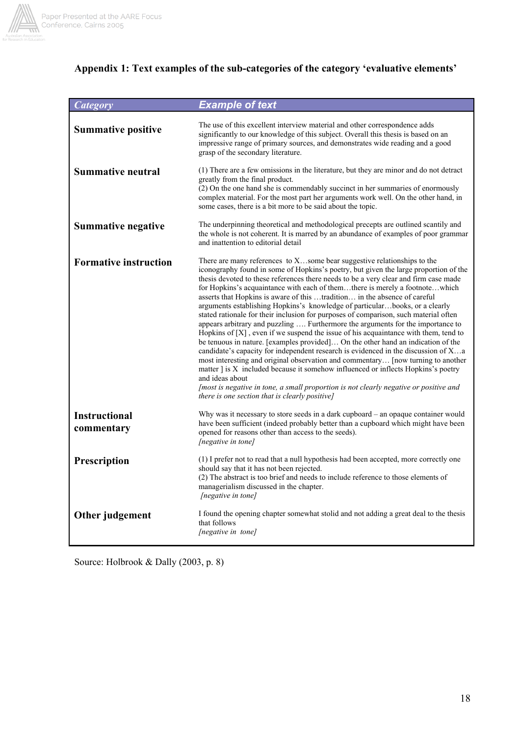## Appendix 1: Text examples of the sub-categories of the category 'evaluative elements'

| *Category* | *Example of text* |
| --- | --- |
| **Summative positive** | The use of this excellent interview material and other correspondence adds significantly to our knowledge of this subject. Overall this thesis is based on an impressive range of primary sources, and demonstrates wide reading and a good grasp of the secondary literature. |
| **Summative neutral** | (1) There are a few omissions in the literature, but they are minor and do not detract greatly from the final product.<br>(2) On the one hand she is commendably succinct in her summaries of enormously complex material. For the most part her arguments work well. On the other hand, in some cases, there is a bit more to be said about the topic. |
| **Summative negative** | The underpinning theoretical and methodological precepts are outlined scantily and the whole is not coherent. It is marred by an abundance of examples of poor grammar and inattention to editorial detail |
| **Formative instruction** | There are many references to X…some bear suggestive relationships to the iconography found in some of Hopkins's poetry, but given the large proportion of the thesis devoted to these references there needs to be a very clear and firm case made for Hopkins's acquaintance with each of them…there is merely a footnote…which asserts that Hopkins is aware of this …tradition… in the absence of careful arguments establishing Hopkins's knowledge of particular…books, or a clearly stated rationale for their inclusion for purposes of comparison, such material often appears arbitrary and puzzling …. Furthermore the arguments for the importance to Hopkins of [X] , even if we suspend the issue of his acquaintance with them, tend to be tenuous in nature. [examples provided]… On the other hand an indication of the candidate's capacity for independent research is evidenced in the discussion of X…a most interesting and original observation and commentary… [now turning to another matter ] is X included because it somehow influenced or inflects Hopkins's poetry and ideas about<br>*[most is negative in tone, a small proportion is not clearly negative or positive and there is one section that is clearly positive]* |
| **Instructional commentary** | Why was it necessary to store seeds in a dark cupboard – an opaque container would have been sufficient (indeed probably better than a cupboard which might have been opened for reasons other than access to the seeds).<br>*[negative in tone]* |
| **Prescription** | (1) I prefer not to read that a null hypothesis had been accepted, more correctly one should say that it has not been rejected.<br>(2) The abstract is too brief and needs to include reference to those elements of managerialism discussed in the chapter.<br>*[negative in tone]* |
| **Other judgement** | I found the opening chapter somewhat stolid and not adding a great deal to the thesis that follows<br>*[negative in tone]* |

Source: Holbrook & Dally (2003, p. 8)